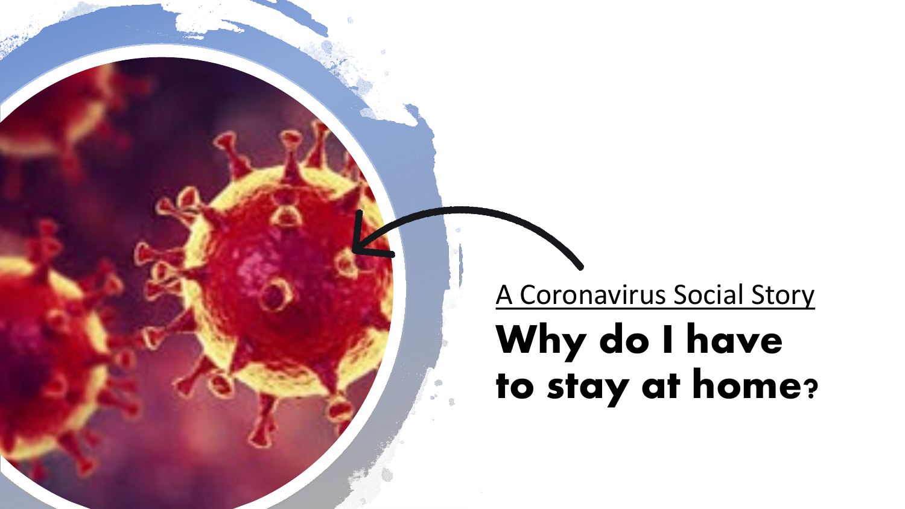A Coronavirus Social Story

# Why do I have to stay at home?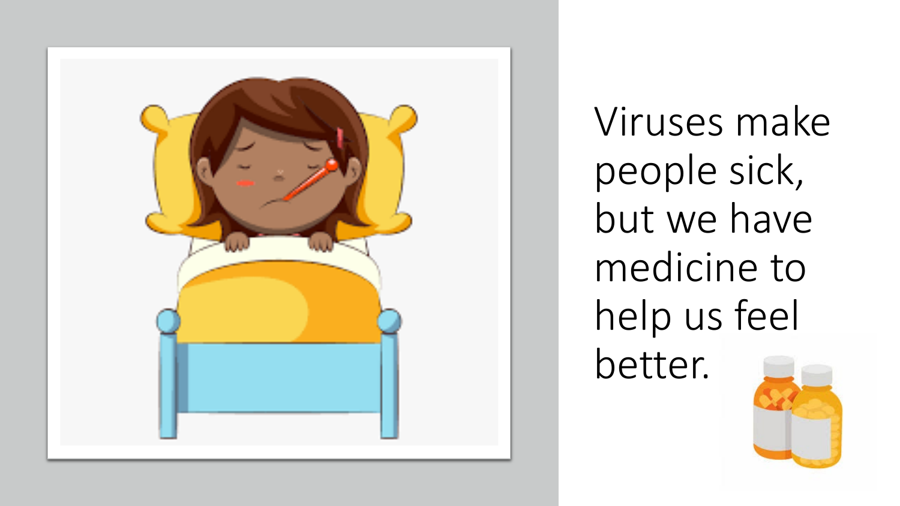Viruses make people sick, but we have medicine to help us feel better.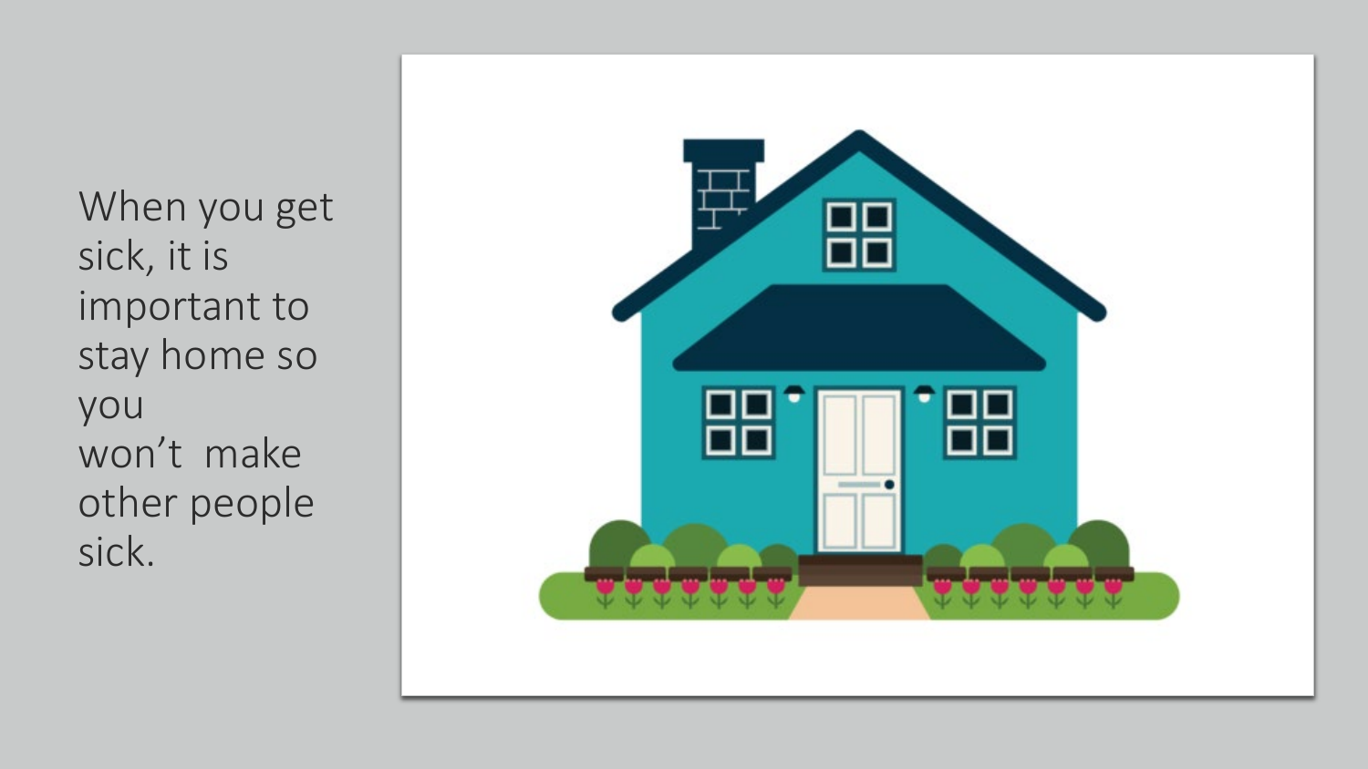When you get sick, it is important to stay home so you won't make other people sick.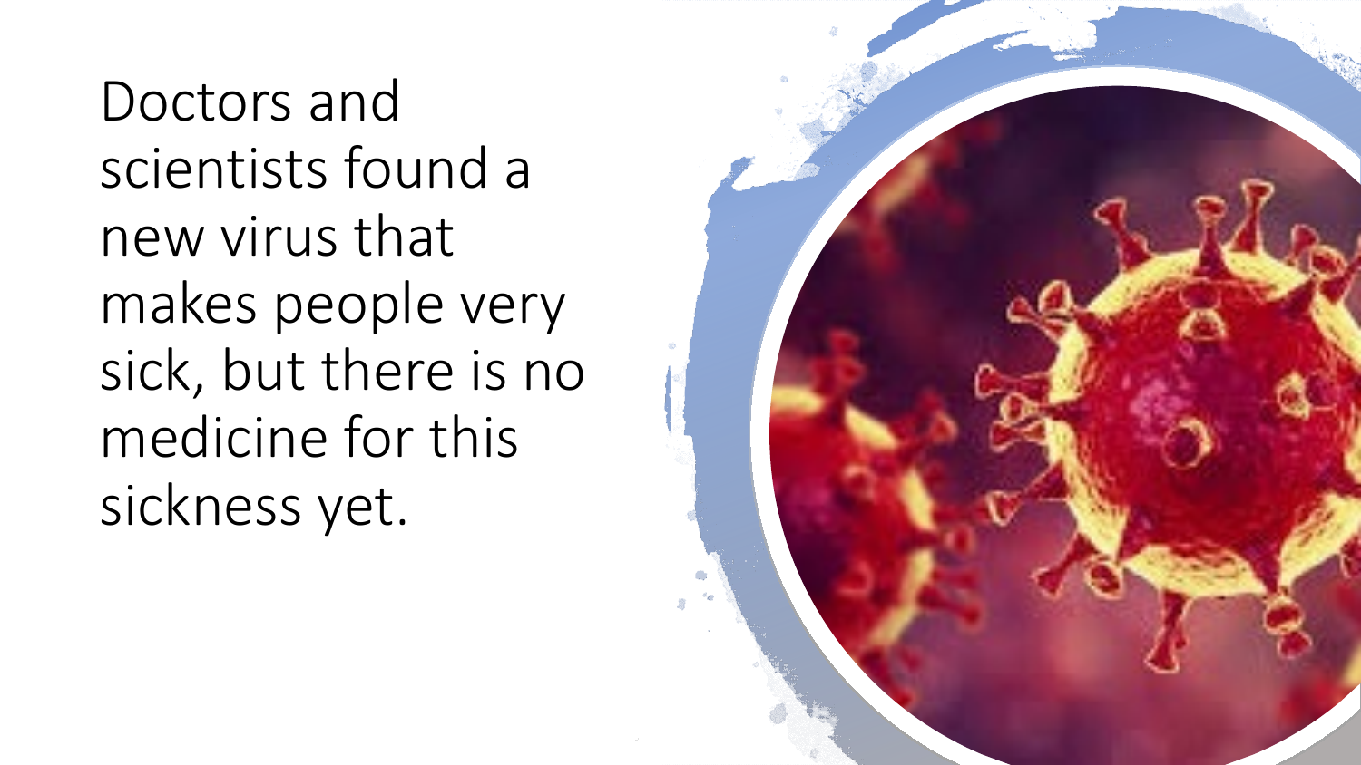Doctors and scientists found a new virus that makes people very sick, but there is no medicine for this sickness yet.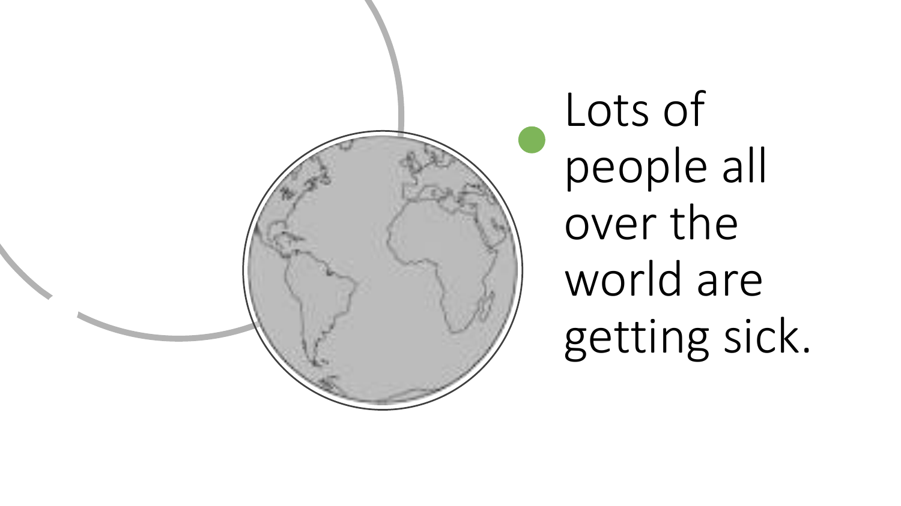- Lots of people all over the world are getting sick.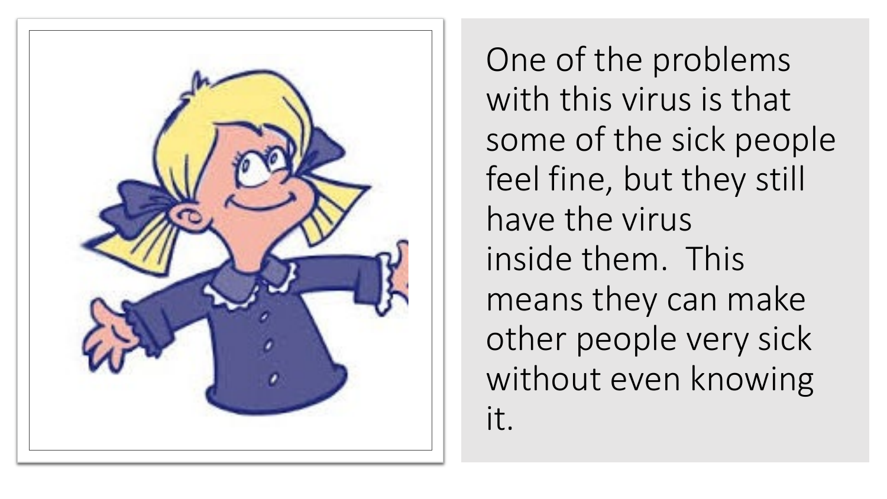One of the problems with this virus is that some of the sick people feel fine, but they still have the virus inside them. This means they can make other people very sick without even knowing it.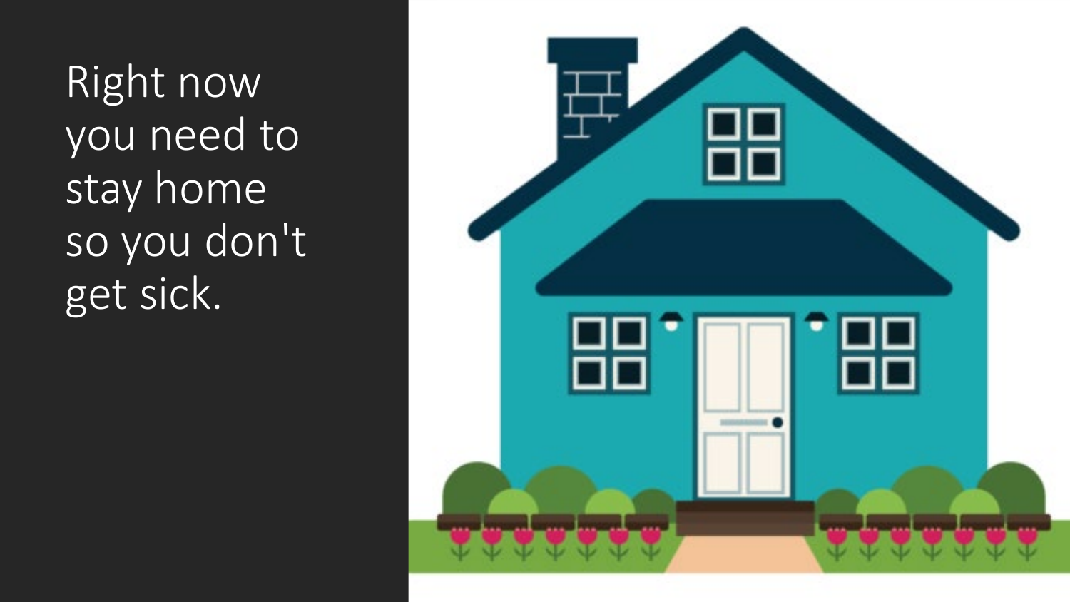Right now you need to stay home so you don't get sick.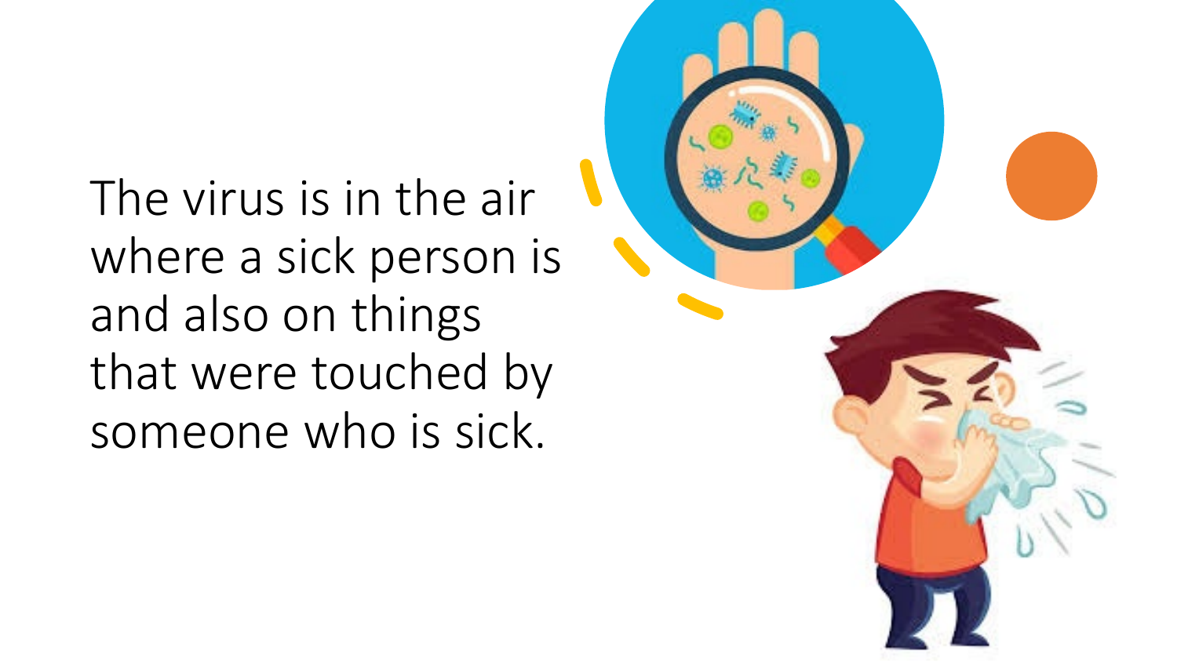The virus is in the air where a sick person is and also on things that were touched by someone who is sick.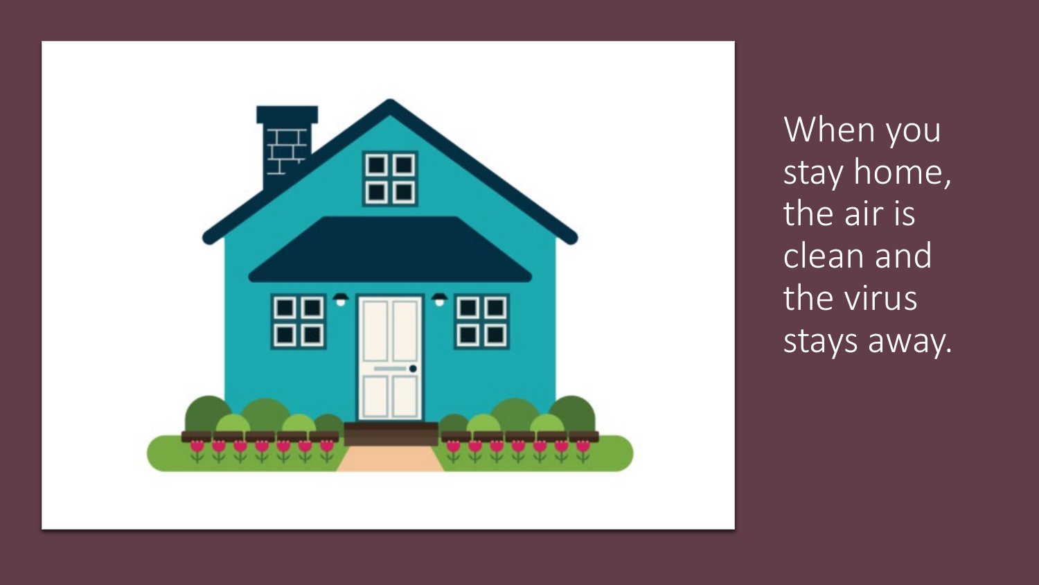When you stay home, the air is clean and the virus stays away.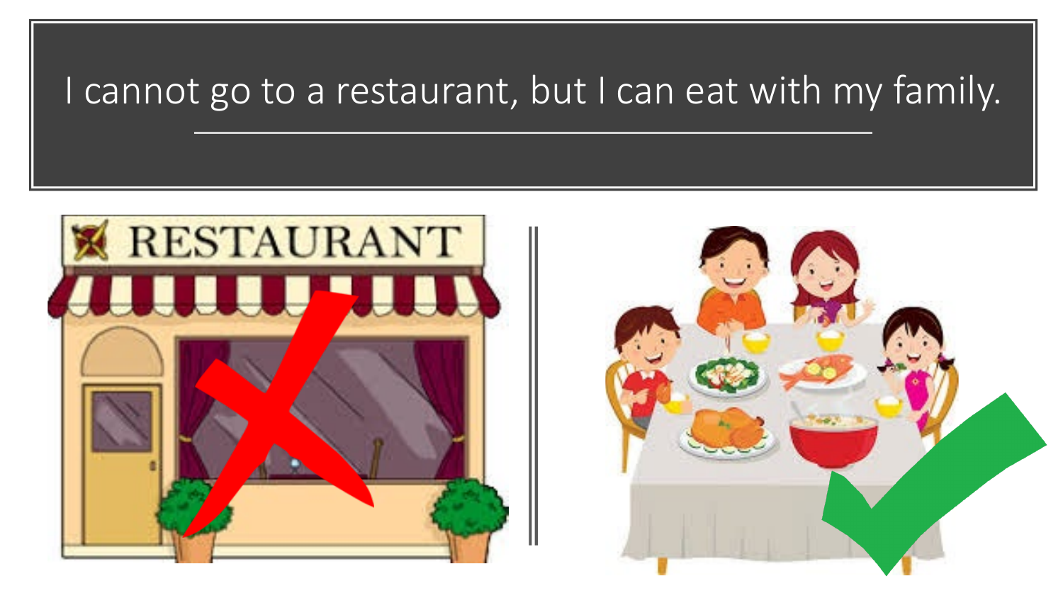# I cannot go to a restaurant, but I can eat with my family.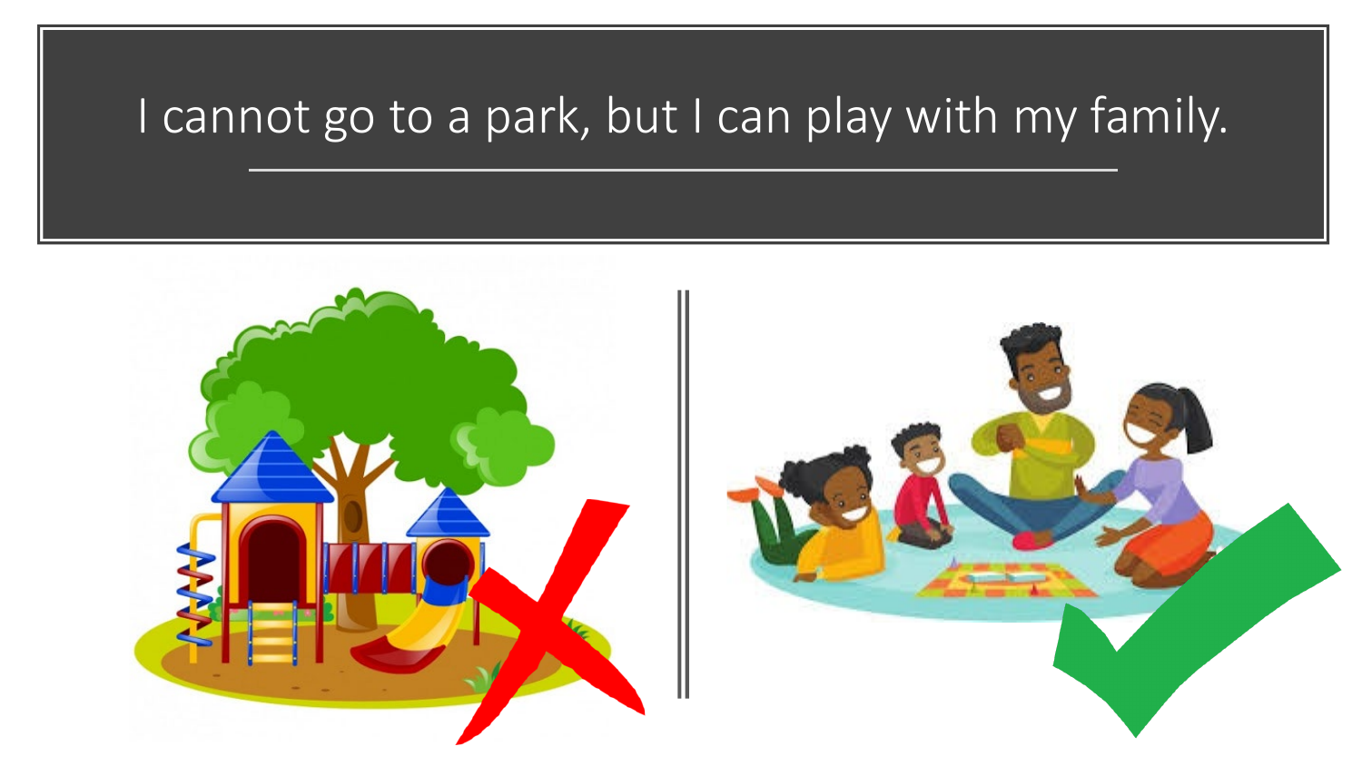# I cannot go to a park, but I can play with my family.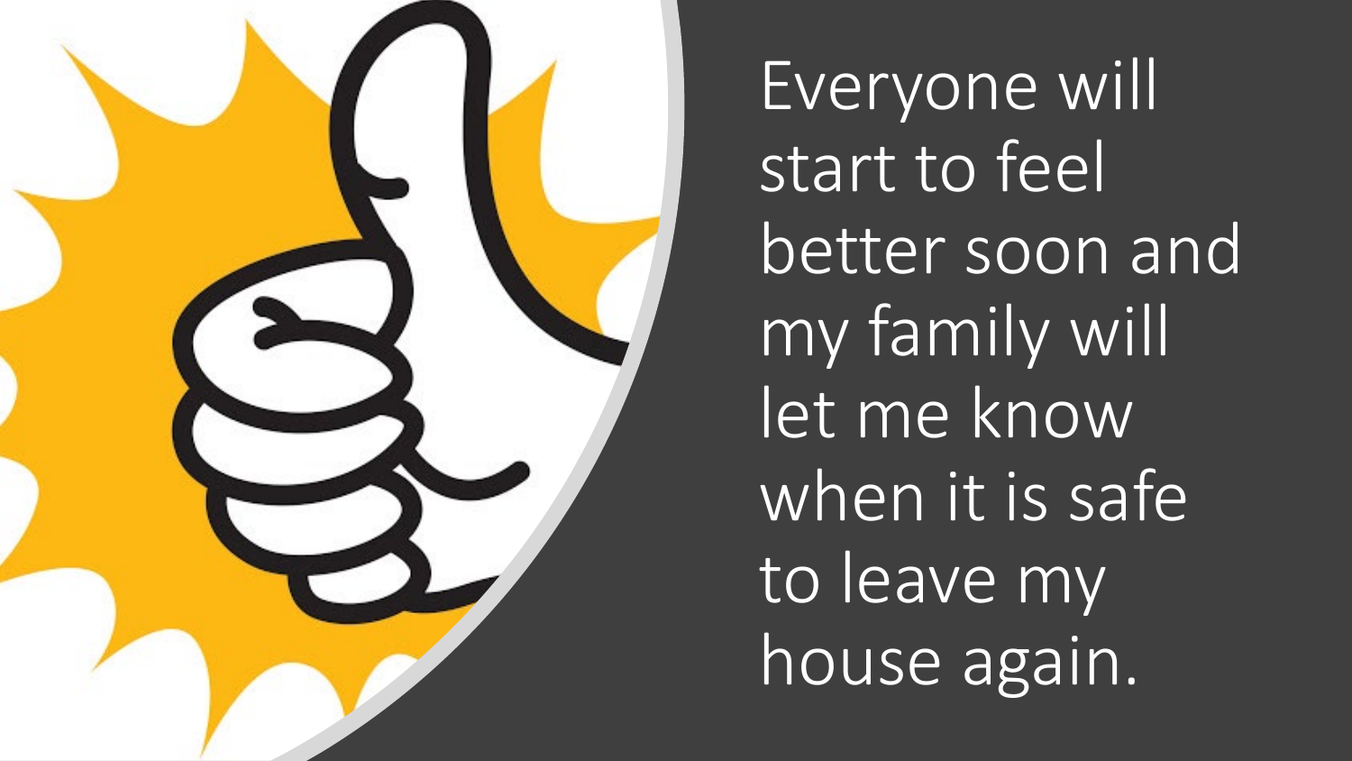Everyone will start to feel better soon and my family will let me know when it is safe to leave my house again.